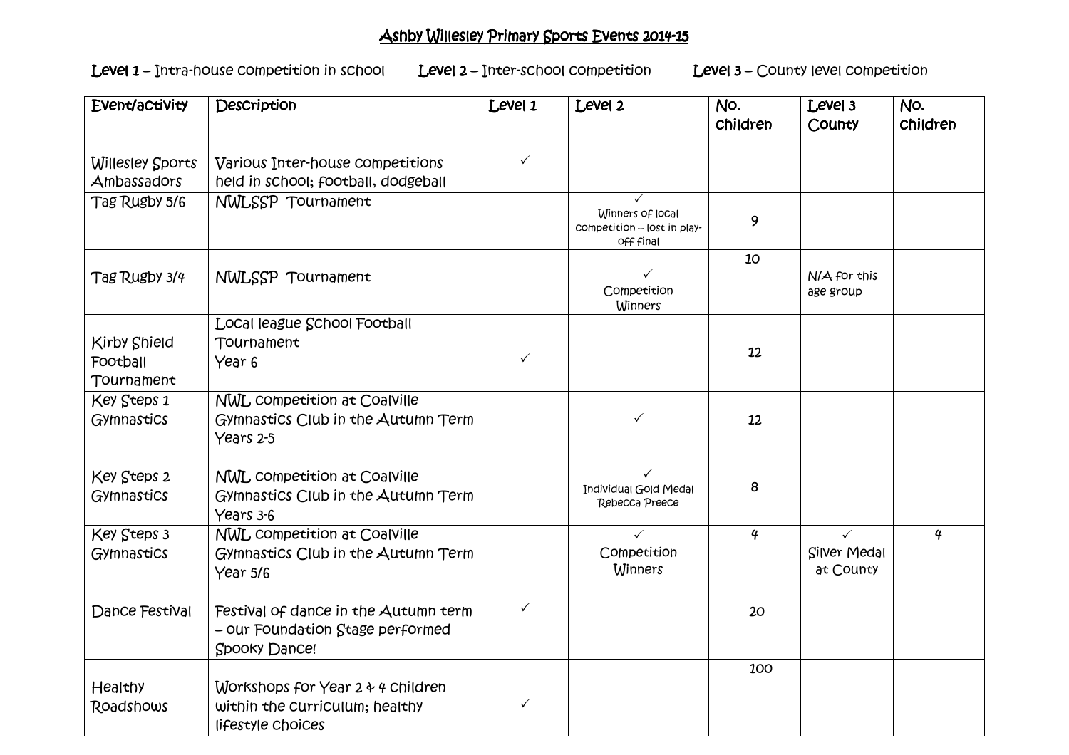# Ashby Willesley Primary Sports Events 2014-15

**Level 1** – Intra-house competition in school **Level 2** – Inter-school competition **Level 3** – County level competition

| Event/activity | Description | Level 1 | Level 2 | No. children | Level 3 County | No. children |
|---|---|---|---|---|---|---|
| Willesley Sports Ambassadors | Various Inter-house competitions held in school; football, dodgeball | ✓ | | | | |
| Tag Rugby 5/6 | NWLSSP Tournament | | ✓ Winners of local competition – lost in play-off final | 9 | | |
| Tag Rugby 3/4 | NWLSSP Tournament | | ✓ Competition Winners | 10 | N/A for this age group | |
| Kirby Shield Football Tournament | Local league School Football Tournament Year 6 | ✓ | | 12 | | |
| Key Steps 1 Gymnastics | NWL competition at Coalville Gymnastics Club in the Autumn Term Years 2-5 | | ✓ | 12 | | |
| Key Steps 2 Gymnastics | NWL competition at Coalville Gymnastics Club in the Autumn Term Years 3-6 | | ✓ Individual Gold Medal Rebecca Preece | 8 | | |
| Key Steps 3 Gymnastics | NWL competition at Coalville Gymnastics Club in the Autumn Term Year 5/6 | | ✓ Competition Winners | 4 | ✓ Silver Medal at County | 4 |
| Dance Festival | Festival of dance in the Autumn term – our Foundation Stage performed Spooky Dance! | ✓ | | 20 | | |
| Healthy Roadshows | Workshops for Year 2 & 4 children within the curriculum; healthy lifestyle choices | ✓ | | 100 | | |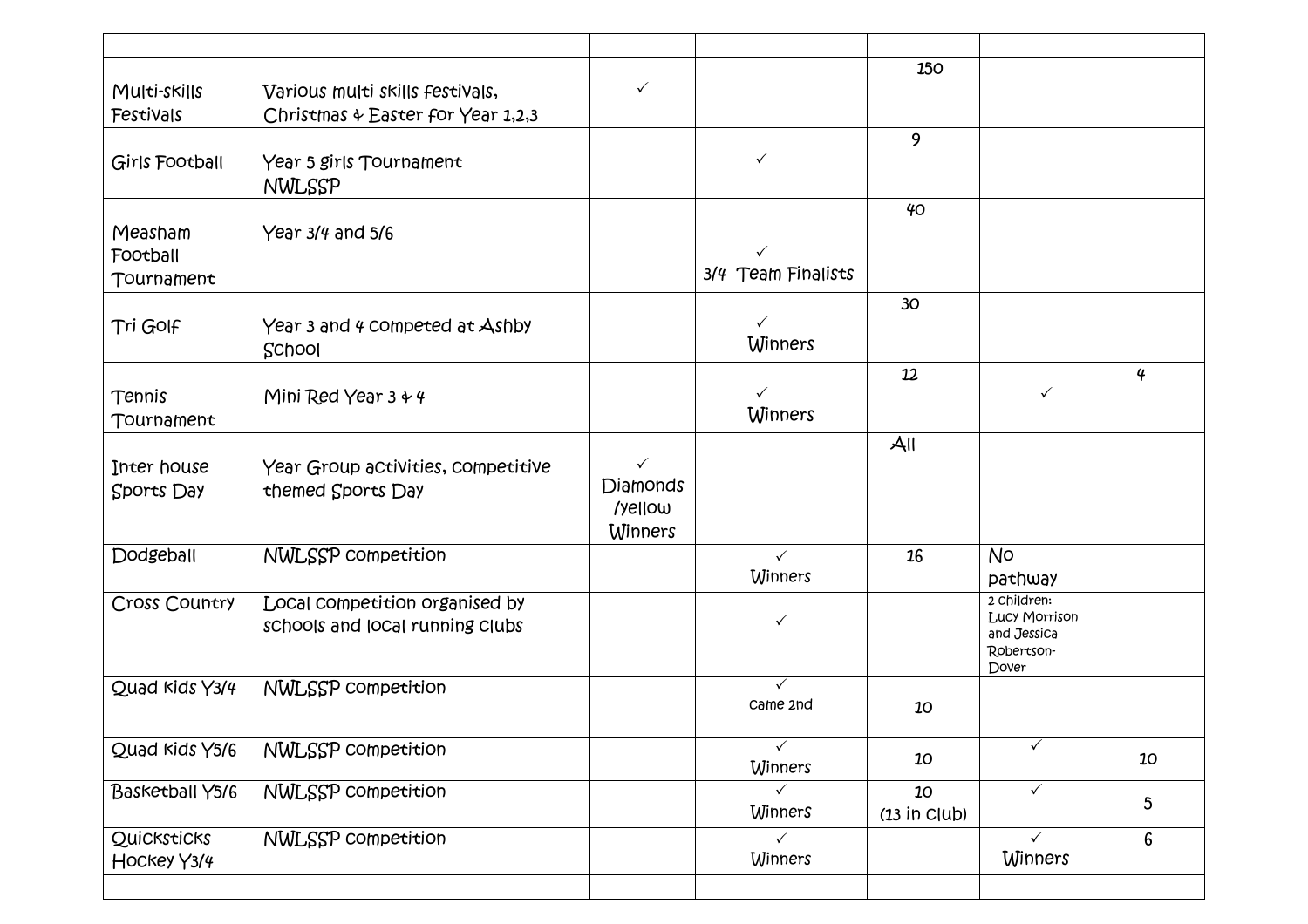| | | | | | | |
|---|---|---|---|---|---|---|
| Multi-skills Festivals | Various multi skills festivals, Christmas & Easter for Year 1,2,3 | ✓ | | 150 | | |
| Girls Football | Year 5 girls Tournament NWLSSP | | ✓ | 9 | | |
| Measham Football Tournament | Year 3/4 and 5/6 | | ✓ 3/4 Team Finalists | 40 | | |
| Tri Golf | Year 3 and 4 competed at Ashby School | | ✓ Winners | 30 | | |
| Tennis Tournament | Mini Red Year 3 & 4 | | ✓ Winners | 12 | ✓ | 4 |
| Inter house Sports Day | Year Group activities, competitive themed Sports Day | ✓ Diamonds /yellow Winners | | All | | |
| Dodgeball | NWLSSP competition | | ✓ Winners | 16 | No pathway | |
| Cross Country | Local competition organised by schools and local running clubs | | ✓ | | 2 children: Lucy Morrison and Jessica Robertson-Dover | |
| Quad kids Y3/4 | NWLSSP competition | | ✓ came 2nd | 10 | | |
| Quad kids Y5/6 | NWLSSP competition | | ✓ Winners | 10 | ✓ | 10 |
| Basketball Y5/6 | NWLSSP competition | | ✓ Winners | 10 (13 in club) | ✓ | 5 |
| Quicksticks Hockey Y3/4 | NWLSSP competition | | ✓ Winners | | ✓ Winners | 6 |
| | | | | | | |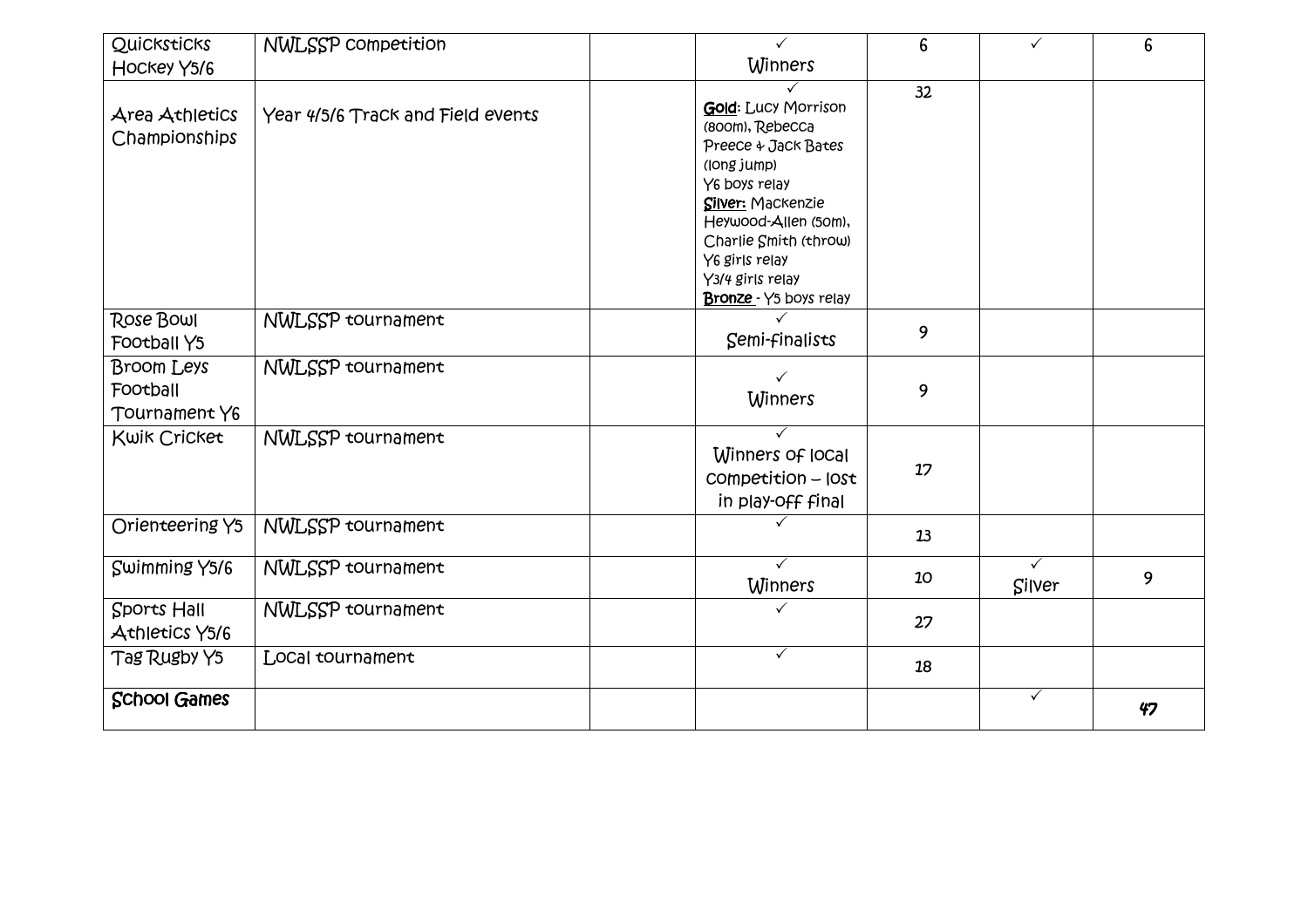| | | | | | | |
|---|---|---|---|---|---|---|
| Quicksticks Hockey Y5/6 | NWLSSP competition | | ✓ Winners | 6 | ✓ | 6 |
| Area Athletics Championships | Year 4/5/6 Track and Field events | | ✓ **Gold**: Lucy Morrison (800m), Rebecca Preece & Jack Bates (long jump) Y6 boys relay **Silver:** Mackenzie Heywood-Allen (50m), Charlie Smith (throw) Y6 girls relay Y3/4 girls relay **Bronze** - Y5 boys relay | 32 | | |
| Rose Bowl Football Y5 | NWLSSP tournament | | ✓ Semi-finalists | 9 | | |
| Broom Leys Football Tournament Y6 | NWLSSP tournament | | ✓ Winners | 9 | | |
| Kwik Cricket | NWLSSP tournament | | ✓ Winners of local competition – lost in play-off final | 17 | | |
| Orienteering Y5 | NWLSSP tournament | | ✓ | 13 | | |
| Swimming Y5/6 | NWLSSP tournament | | ✓ Winners | 10 | ✓ Silver | 9 |
| Sports Hall Athletics Y5/6 | NWLSSP tournament | | ✓ | 27 | | |
| Tag Rugby Y5 | Local tournament | | ✓ | 18 | | |
| **School Games** | | | | | ✓ | **47** |